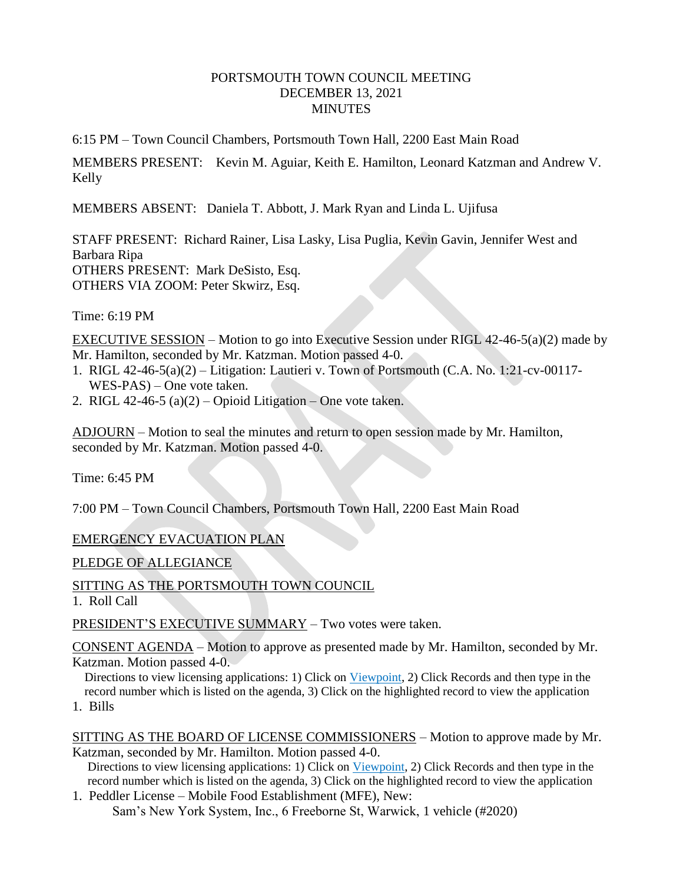# PORTSMOUTH TOWN COUNCIL MEETING
## DECEMBER 13, 2021
## MINUTES

6:15 PM – Town Council Chambers, Portsmouth Town Hall, 2200 East Main Road

MEMBERS PRESENT: Kevin M. Aguiar, Keith E. Hamilton, Leonard Katzman and Andrew V. Kelly

MEMBERS ABSENT: Daniela T. Abbott, J. Mark Ryan and Linda L. Ujifusa

STAFF PRESENT: Richard Rainer, Lisa Lasky, Lisa Puglia, Kevin Gavin, Jennifer West and Barbara Ripa
OTHERS PRESENT: Mark DeSisto, Esq.
OTHERS VIA ZOOM: Peter Skwirz, Esq.

Time: 6:19 PM

<u>EXECUTIVE SESSION</u> – Motion to go into Executive Session under RIGL 42-46-5(a)(2) made by Mr. Hamilton, seconded by Mr. Katzman. Motion passed 4-0.

1. RIGL 42-46-5(a)(2) – Litigation: Lautieri v. Town of Portsmouth (C.A. No. 1:21-cv-00117-WES-PAS) – One vote taken.
2. RIGL 42-46-5 (a)(2) – Opioid Litigation – One vote taken.

<u>ADJOURN</u> – Motion to seal the minutes and return to open session made by Mr. Hamilton, seconded by Mr. Katzman. Motion passed 4-0.

Time: 6:45 PM

7:00 PM – Town Council Chambers, Portsmouth Town Hall, 2200 East Main Road

<u>EMERGENCY EVACUATION PLAN</u>

<u>PLEDGE OF ALLEGIANCE</u>

<u>SITTING AS THE PORTSMOUTH TOWN COUNCIL</u>

1. Roll Call

<u>PRESIDENT'S EXECUTIVE SUMMARY</u> – Two votes were taken.

<u>CONSENT AGENDA</u> – Motion to approve as presented made by Mr. Hamilton, seconded by Mr. Katzman. Motion passed 4-0.

Directions to view licensing applications: 1) Click on Viewpoint, 2) Click Records and then type in the record number which is listed on the agenda, 3) Click on the highlighted record to view the application

1. Bills

<u>SITTING AS THE BOARD OF LICENSE COMMISSIONERS</u> – Motion to approve made by Mr. Katzman, seconded by Mr. Hamilton. Motion passed 4-0.

Directions to view licensing applications: 1) Click on Viewpoint, 2) Click Records and then type in the record number which is listed on the agenda, 3) Click on the highlighted record to view the application

1. Peddler License – Mobile Food Establishment (MFE), New:
   Sam's New York System, Inc., 6 Freeborne St, Warwick, 1 vehicle (#2020)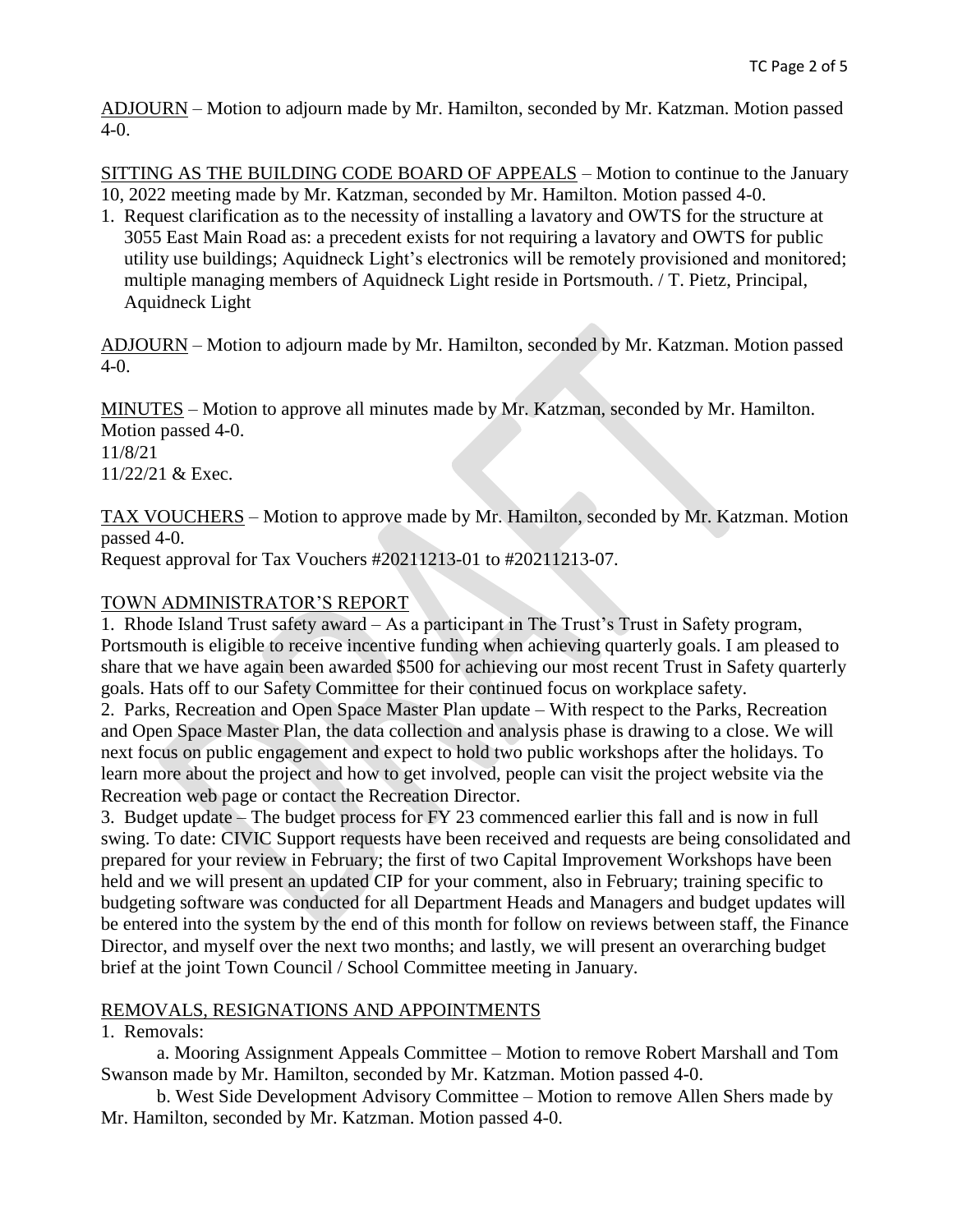ADJOURN – Motion to adjourn made by Mr. Hamilton, seconded by Mr. Katzman. Motion passed 4-0.

SITTING AS THE BUILDING CODE BOARD OF APPEALS – Motion to continue to the January 10, 2022 meeting made by Mr. Katzman, seconded by Mr. Hamilton. Motion passed 4-0.

1. Request clarification as to the necessity of installing a lavatory and OWTS for the structure at 3055 East Main Road as: a precedent exists for not requiring a lavatory and OWTS for public utility use buildings; Aquidneck Light's electronics will be remotely provisioned and monitored; multiple managing members of Aquidneck Light reside in Portsmouth. / T. Pietz, Principal, Aquidneck Light

ADJOURN – Motion to adjourn made by Mr. Hamilton, seconded by Mr. Katzman. Motion passed 4-0.

MINUTES – Motion to approve all minutes made by Mr. Katzman, seconded by Mr. Hamilton. Motion passed 4-0.
11/8/21
11/22/21 & Exec.

TAX VOUCHERS – Motion to approve made by Mr. Hamilton, seconded by Mr. Katzman. Motion passed 4-0.
Request approval for Tax Vouchers #20211213-01 to #20211213-07.

TOWN ADMINISTRATOR'S REPORT

1. Rhode Island Trust safety award – As a participant in The Trust's Trust in Safety program, Portsmouth is eligible to receive incentive funding when achieving quarterly goals. I am pleased to share that we have again been awarded $500 for achieving our most recent Trust in Safety quarterly goals. Hats off to our Safety Committee for their continued focus on workplace safety.
2. Parks, Recreation and Open Space Master Plan update – With respect to the Parks, Recreation and Open Space Master Plan, the data collection and analysis phase is drawing to a close. We will next focus on public engagement and expect to hold two public workshops after the holidays. To learn more about the project and how to get involved, people can visit the project website via the Recreation web page or contact the Recreation Director.
3. Budget update – The budget process for FY 23 commenced earlier this fall and is now in full swing. To date: CIVIC Support requests have been received and requests are being consolidated and prepared for your review in February; the first of two Capital Improvement Workshops have been held and we will present an updated CIP for your comment, also in February; training specific to budgeting software was conducted for all Department Heads and Managers and budget updates will be entered into the system by the end of this month for follow on reviews between staff, the Finance Director, and myself over the next two months; and lastly, we will present an overarching budget brief at the joint Town Council / School Committee meeting in January.

REMOVALS, RESIGNATIONS AND APPOINTMENTS

1. Removals:
   a. Mooring Assignment Appeals Committee – Motion to remove Robert Marshall and Tom Swanson made by Mr. Hamilton, seconded by Mr. Katzman. Motion passed 4-0.
   b. West Side Development Advisory Committee – Motion to remove Allen Shers made by Mr. Hamilton, seconded by Mr. Katzman. Motion passed 4-0.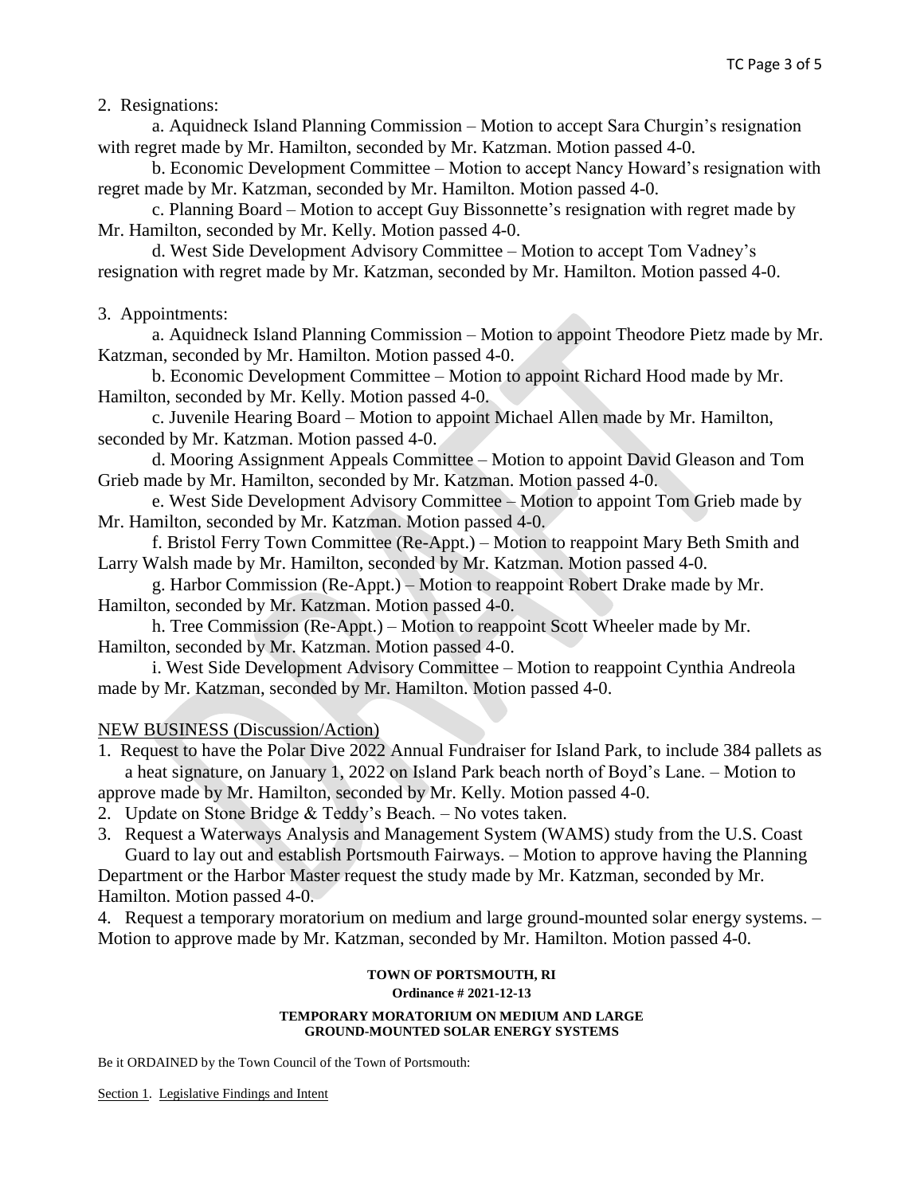2. Resignations:

a. Aquidneck Island Planning Commission – Motion to accept Sara Churgin's resignation with regret made by Mr. Hamilton, seconded by Mr. Katzman. Motion passed 4-0.

b. Economic Development Committee – Motion to accept Nancy Howard's resignation with regret made by Mr. Katzman, seconded by Mr. Hamilton. Motion passed 4-0.

c. Planning Board – Motion to accept Guy Bissonnette's resignation with regret made by Mr. Hamilton, seconded by Mr. Kelly. Motion passed 4-0.

d. West Side Development Advisory Committee – Motion to accept Tom Vadney's resignation with regret made by Mr. Katzman, seconded by Mr. Hamilton. Motion passed 4-0.

3. Appointments:

a. Aquidneck Island Planning Commission – Motion to appoint Theodore Pietz made by Mr. Katzman, seconded by Mr. Hamilton. Motion passed 4-0.

b. Economic Development Committee – Motion to appoint Richard Hood made by Mr. Hamilton, seconded by Mr. Kelly. Motion passed 4-0.

c. Juvenile Hearing Board – Motion to appoint Michael Allen made by Mr. Hamilton, seconded by Mr. Katzman. Motion passed 4-0.

d. Mooring Assignment Appeals Committee – Motion to appoint David Gleason and Tom Grieb made by Mr. Hamilton, seconded by Mr. Katzman. Motion passed 4-0.

e. West Side Development Advisory Committee – Motion to appoint Tom Grieb made by Mr. Hamilton, seconded by Mr. Katzman. Motion passed 4-0.

f. Bristol Ferry Town Committee (Re-Appt.) – Motion to reappoint Mary Beth Smith and Larry Walsh made by Mr. Hamilton, seconded by Mr. Katzman. Motion passed 4-0.

g. Harbor Commission (Re-Appt.) – Motion to reappoint Robert Drake made by Mr. Hamilton, seconded by Mr. Katzman. Motion passed 4-0.

h. Tree Commission (Re-Appt.) – Motion to reappoint Scott Wheeler made by Mr. Hamilton, seconded by Mr. Katzman. Motion passed 4-0.

i. West Side Development Advisory Committee – Motion to reappoint Cynthia Andreola made by Mr. Katzman, seconded by Mr. Hamilton. Motion passed 4-0.

NEW BUSINESS (Discussion/Action)

1. Request to have the Polar Dive 2022 Annual Fundraiser for Island Park, to include 384 pallets as a heat signature, on January 1, 2022 on Island Park beach north of Boyd's Lane. – Motion to approve made by Mr. Hamilton, seconded by Mr. Kelly. Motion passed 4-0.
2. Update on Stone Bridge & Teddy's Beach. – No votes taken.
3. Request a Waterways Analysis and Management System (WAMS) study from the U.S. Coast Guard to lay out and establish Portsmouth Fairways. – Motion to approve having the Planning Department or the Harbor Master request the study made by Mr. Katzman, seconded by Mr. Hamilton. Motion passed 4-0.
4. Request a temporary moratorium on medium and large ground-mounted solar energy systems. – Motion to approve made by Mr. Katzman, seconded by Mr. Hamilton. Motion passed 4-0.

**TOWN OF PORTSMOUTH, RI**
**Ordinance # 2021-12-13**

**TEMPORARY MORATORIUM ON MEDIUM AND LARGE GROUND-MOUNTED SOLAR ENERGY SYSTEMS**

Be it ORDAINED by the Town Council of the Town of Portsmouth:

Section 1. Legislative Findings and Intent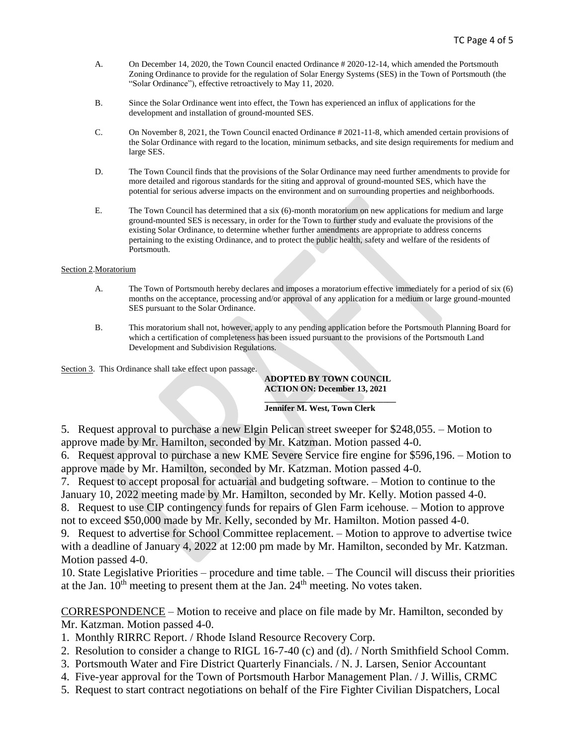A. On December 14, 2020, the Town Council enacted Ordinance # 2020-12-14, which amended the Portsmouth Zoning Ordinance to provide for the regulation of Solar Energy Systems (SES) in the Town of Portsmouth (the "Solar Ordinance"), effective retroactively to May 11, 2020.

B. Since the Solar Ordinance went into effect, the Town has experienced an influx of applications for the development and installation of ground-mounted SES.

C. On November 8, 2021, the Town Council enacted Ordinance # 2021-11-8, which amended certain provisions of the Solar Ordinance with regard to the location, minimum setbacks, and site design requirements for medium and large SES.

D. The Town Council finds that the provisions of the Solar Ordinance may need further amendments to provide for more detailed and rigorous standards for the siting and approval of ground-mounted SES, which have the potential for serious adverse impacts on the environment and on surrounding properties and neighborhoods.

E. The Town Council has determined that a six (6)-month moratorium on new applications for medium and large ground-mounted SES is necessary, in order for the Town to further study and evaluate the provisions of the existing Solar Ordinance, to determine whether further amendments are appropriate to address concerns pertaining to the existing Ordinance, and to protect the public health, safety and welfare of the residents of Portsmouth.

Section 2. Moratorium

A. The Town of Portsmouth hereby declares and imposes a moratorium effective immediately for a period of six (6) months on the acceptance, processing and/or approval of any application for a medium or large ground-mounted SES pursuant to the Solar Ordinance.

B. This moratorium shall not, however, apply to any pending application before the Portsmouth Planning Board for which a certification of completeness has been issued pursuant to the provisions of the Portsmouth Land Development and Subdivision Regulations.

Section 3. This Ordinance shall take effect upon passage.

**ADOPTED BY TOWN COUNCIL**
**ACTION ON: December 13, 2021**

______________________________
**Jennifer M. West, Town Clerk**

5. Request approval to purchase a new Elgin Pelican street sweeper for $248,055. – Motion to approve made by Mr. Hamilton, seconded by Mr. Katzman. Motion passed 4-0.
6. Request approval to purchase a new KME Severe Service fire engine for $596,196. – Motion to approve made by Mr. Hamilton, seconded by Mr. Katzman. Motion passed 4-0.
7. Request to accept proposal for actuarial and budgeting software. – Motion to continue to the January 10, 2022 meeting made by Mr. Hamilton, seconded by Mr. Kelly. Motion passed 4-0.
8. Request to use CIP contingency funds for repairs of Glen Farm icehouse. – Motion to approve not to exceed $50,000 made by Mr. Kelly, seconded by Mr. Hamilton. Motion passed 4-0.
9. Request to advertise for School Committee replacement. – Motion to approve to advertise twice with a deadline of January 4, 2022 at 12:00 pm made by Mr. Hamilton, seconded by Mr. Katzman. Motion passed 4-0.
10. State Legislative Priorities – procedure and time table. – The Council will discuss their priorities at the Jan. 10th meeting to present them at the Jan. 24th meeting. No votes taken.

CORRESPONDENCE – Motion to receive and place on file made by Mr. Hamilton, seconded by Mr. Katzman. Motion passed 4-0.

1. Monthly RIRRC Report. / Rhode Island Resource Recovery Corp.
2. Resolution to consider a change to RIGL 16-7-40 (c) and (d). / North Smithfield School Comm.
3. Portsmouth Water and Fire District Quarterly Financials. / N. J. Larsen, Senior Accountant
4. Five-year approval for the Town of Portsmouth Harbor Management Plan. / J. Willis, CRMC
5. Request to start contract negotiations on behalf of the Fire Fighter Civilian Dispatchers, Local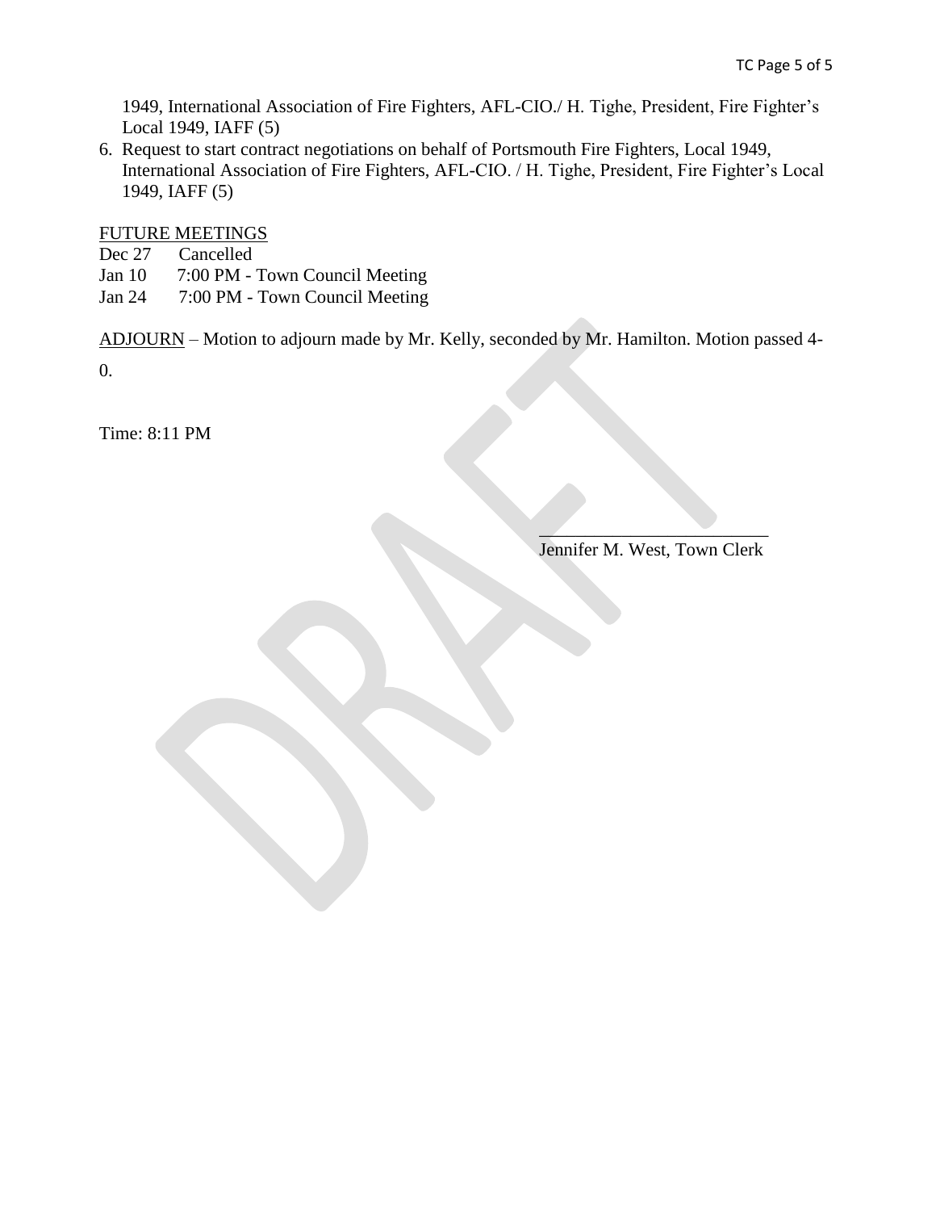1949, International Association of Fire Fighters, AFL-CIO./ H. Tighe, President, Fire Fighter's Local 1949, IAFF (5)

6. Request to start contract negotiations on behalf of Portsmouth Fire Fighters, Local 1949, International Association of Fire Fighters, AFL-CIO. / H. Tighe, President, Fire Fighter's Local 1949, IAFF (5)

FUTURE MEETINGS

Dec 27 Cancelled
Jan 10 7:00 PM - Town Council Meeting
Jan 24 7:00 PM - Town Council Meeting

ADJOURN – Motion to adjourn made by Mr. Kelly, seconded by Mr. Hamilton. Motion passed 4-0.

Time: 8:11 PM

\_\_\_\_\_\_\_\_\_\_\_\_\_\_\_\_\_\_\_\_\_\_\_\_\_\_
Jennifer M. West, Town Clerk